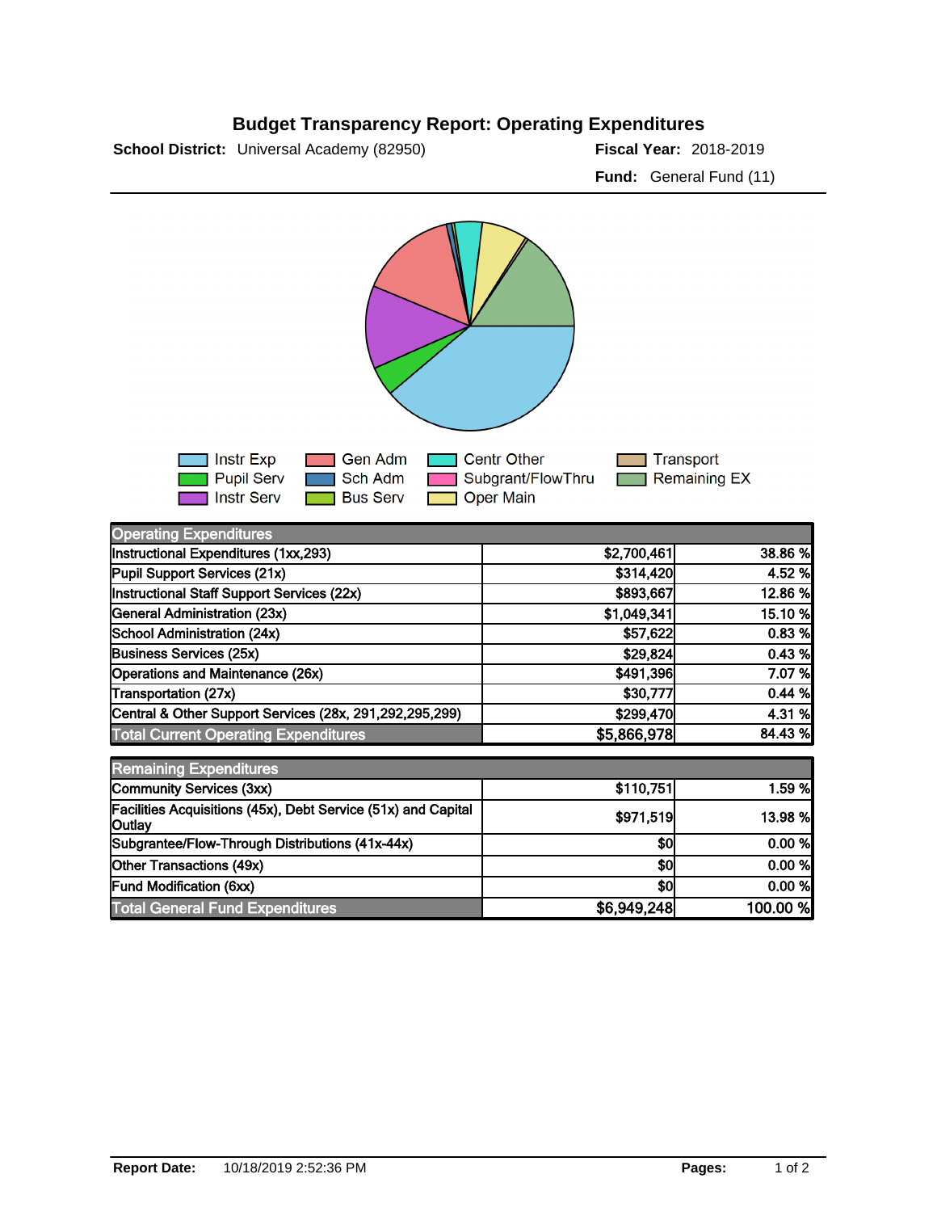# Budget Transparency Report: Operating Expenditures

**School District:** Universal Academy (82950)

**Fiscal Year:** 2018-2019

**Fund:** General Fund (11)

Instr Exp | Pupil Serv | Instr Serv | Gen Adm | Sch Adm | Bus Serv | Centr Other | Subgrant/FlowThru | Oper Main | Transport | Remaining EX

| Operating Expenditures | | |
|---|---|---|
| Instructional Expenditures (1xx,293) | $2,700,461 | 38.86 % |
| Pupil Support Services (21x) | $314,420 | 4.52 % |
| Instructional Staff Support Services (22x) | $893,667 | 12.86 % |
| General Administration (23x) | $1,049,341 | 15.10 % |
| School Administration (24x) | $57,622 | 0.83 % |
| Business Services (25x) | $29,824 | 0.43 % |
| Operations and Maintenance (26x) | $491,396 | 7.07 % |
| Transportation (27x) | $30,777 | 0.44 % |
| Central & Other Support Services (28x, 291,292,295,299) | $299,470 | 4.31 % |
| **Total Current Operating Expenditures** | **$5,866,978** | **84.43 %** |

| Remaining Expenditures | | |
|---|---|---|
| Community Services (3xx) | $110,751 | 1.59 % |
| Facilities Acquisitions (45x), Debt Service (51x) and Capital Outlay | $971,519 | 13.98 % |
| Subgrantee/Flow-Through Distributions (41x-44x) | $0 | 0.00 % |
| Other Transactions (49x) | $0 | 0.00 % |
| Fund Modification (6xx) | $0 | 0.00 % |
| **Total General Fund Expenditures** | **$6,949,248** | **100.00 %** |

**Report Date:** 10/18/2019 2:52:36 PM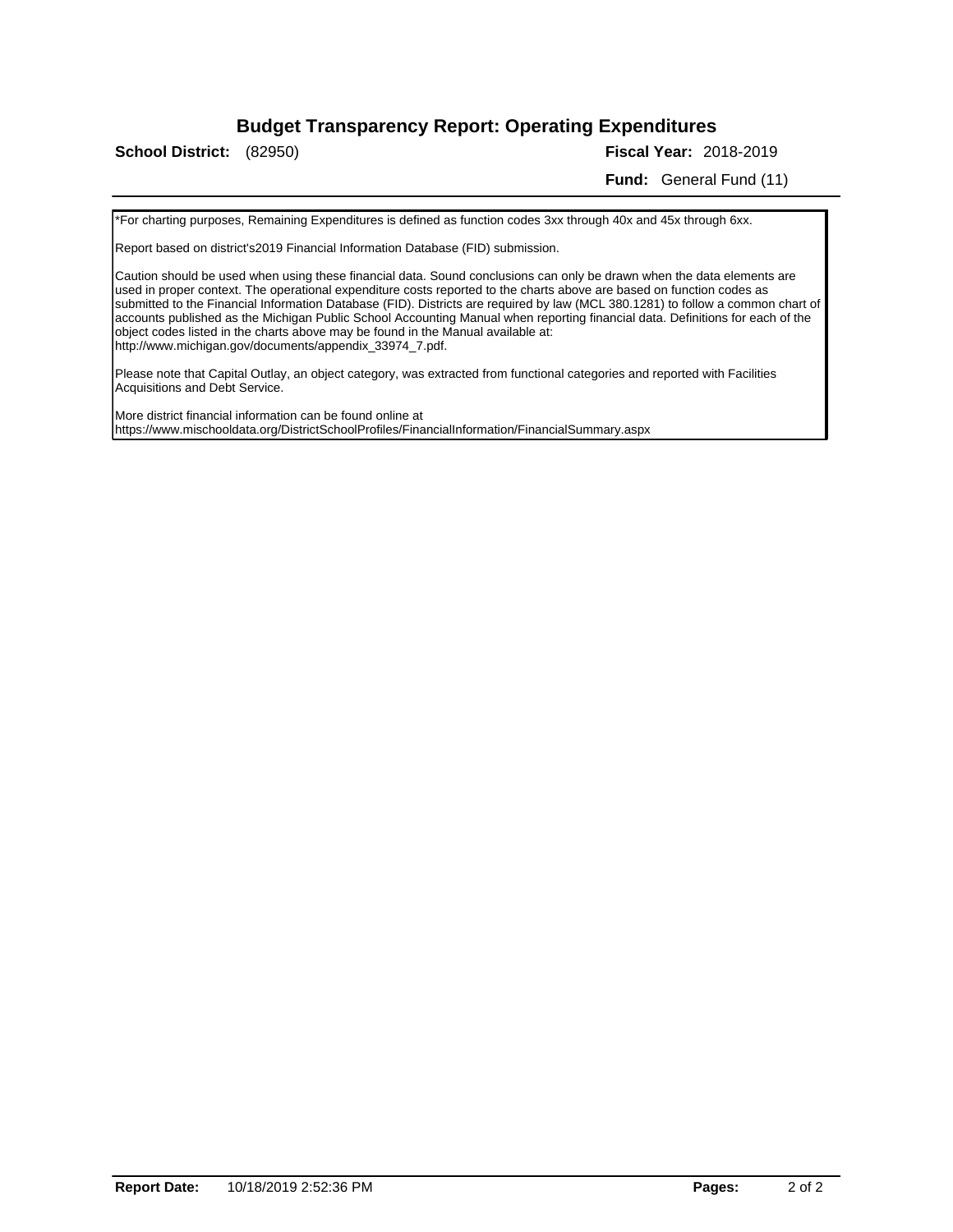## Budget Transparency Report: Operating Expenditures

**School District:** (82950)

**Fiscal Year:** 2018-2019

**Fund:** General Fund (11)

*For charting purposes, Remaining Expenditures is defined as function codes 3xx through 40x and 45x through 6xx.

Report based on district's2019 Financial Information Database (FID) submission.

Caution should be used when using these financial data. Sound conclusions can only be drawn when the data elements are used in proper context. The operational expenditure costs reported to the charts above are based on function codes as submitted to the Financial Information Database (FID). Districts are required by law (MCL 380.1281) to follow a common chart of accounts published as the Michigan Public School Accounting Manual when reporting financial data. Definitions for each of the object codes listed in the charts above may be found in the Manual available at: http://www.michigan.gov/documents/appendix_33974_7.pdf.

Please note that Capital Outlay, an object category, was extracted from functional categories and reported with Facilities Acquisitions and Debt Service.

More district financial information can be found online at https://www.mischooldata.org/DistrictSchoolProfiles/FinancialInformation/FinancialSummary.aspx

**Report Date:** 10/18/2019 2:52:36 PM